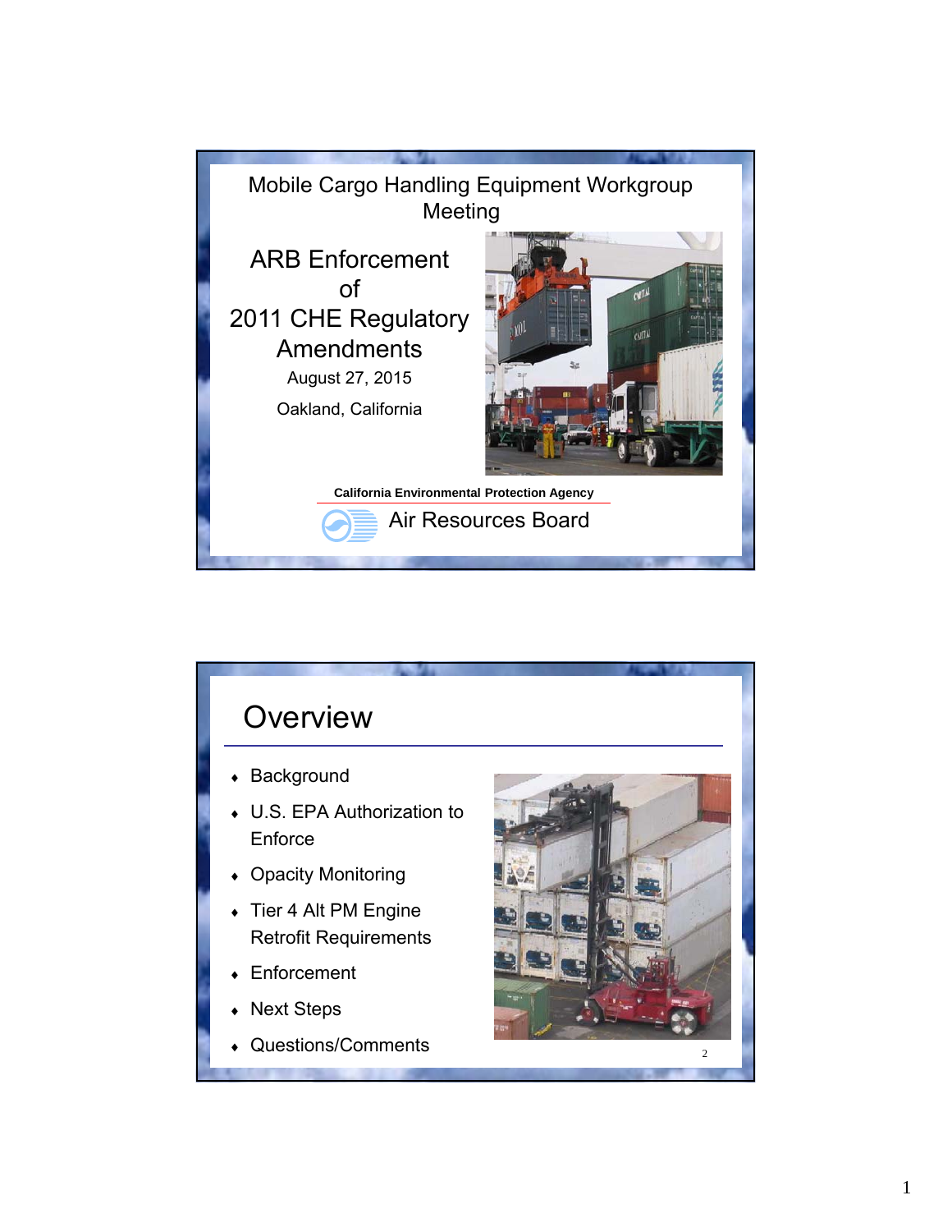Mobile Cargo Handling Equipment Workgroup Meeting

# ARB Enforcement of 2011 CHE Regulatory Amendments

August 27, 2015

Oakland, California

**California Environmental Protection Agency**

Air Resources Board

## Overview

- Background
- U.S. EPA Authorization to Enforce
- Opacity Monitoring
- Tier 4 Alt PM Engine Retrofit Requirements
- Enforcement
- Next Steps
- Questions/Comments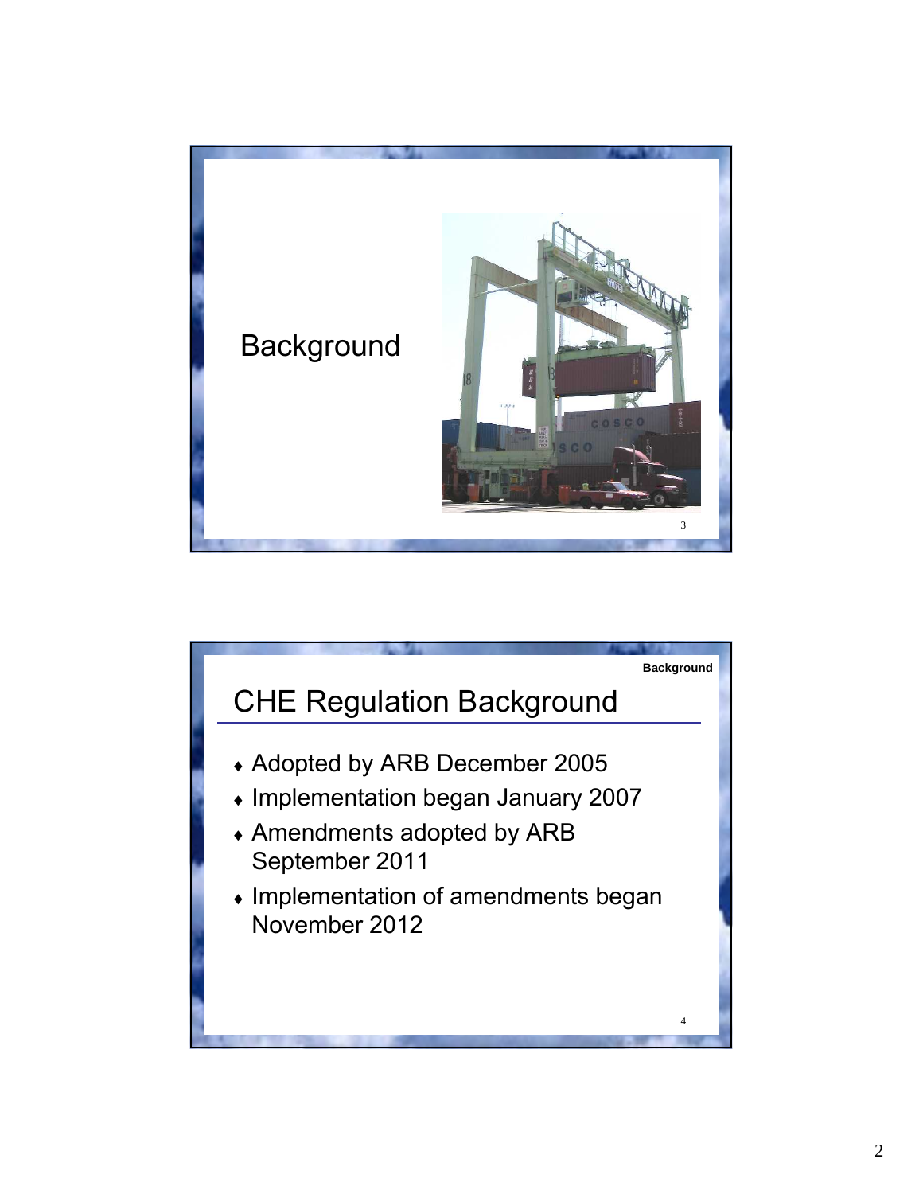# Background

## CHE Regulation Background

- Adopted by ARB December 2005
- Implementation began January 2007
- Amendments adopted by ARB September 2011
- Implementation of amendments began November 2012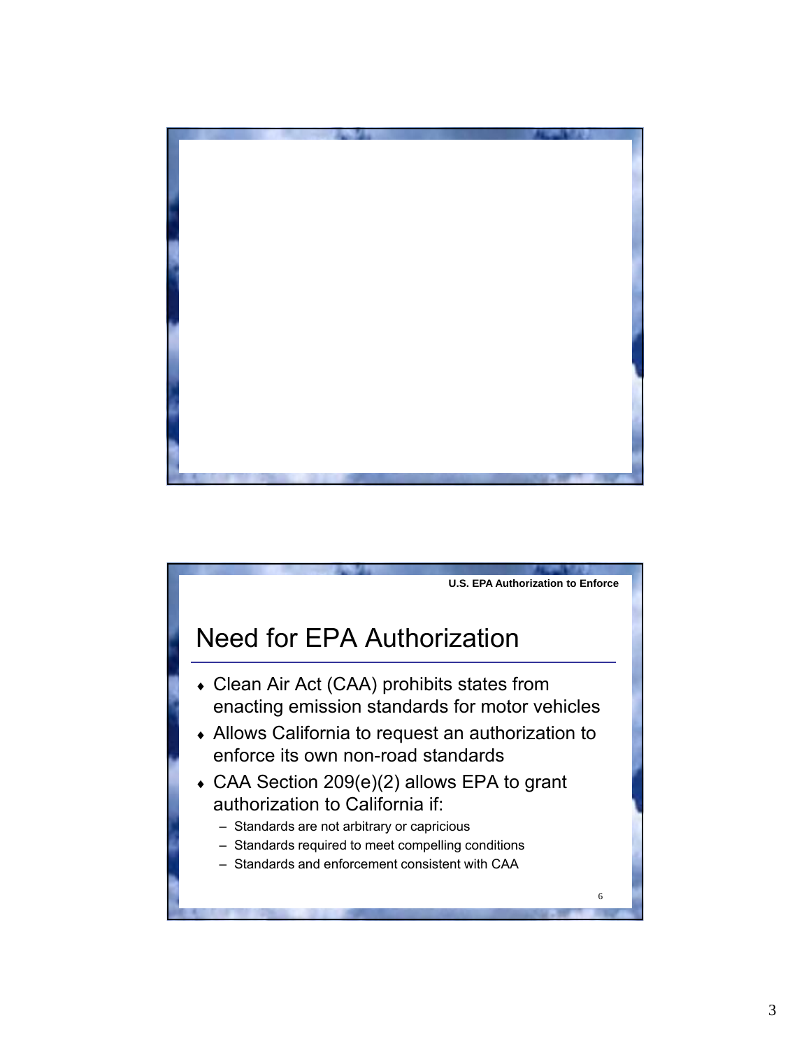U.S. EPA Authorization to Enforce

# Need for EPA Authorization

- Clean Air Act (CAA) prohibits states from enacting emission standards for motor vehicles
- Allows California to request an authorization to enforce its own non-road standards
- CAA Section 209(e)(2) allows EPA to grant authorization to California if:
  - Standards are not arbitrary or capricious
  - Standards required to meet compelling conditions
  - Standards and enforcement consistent with CAA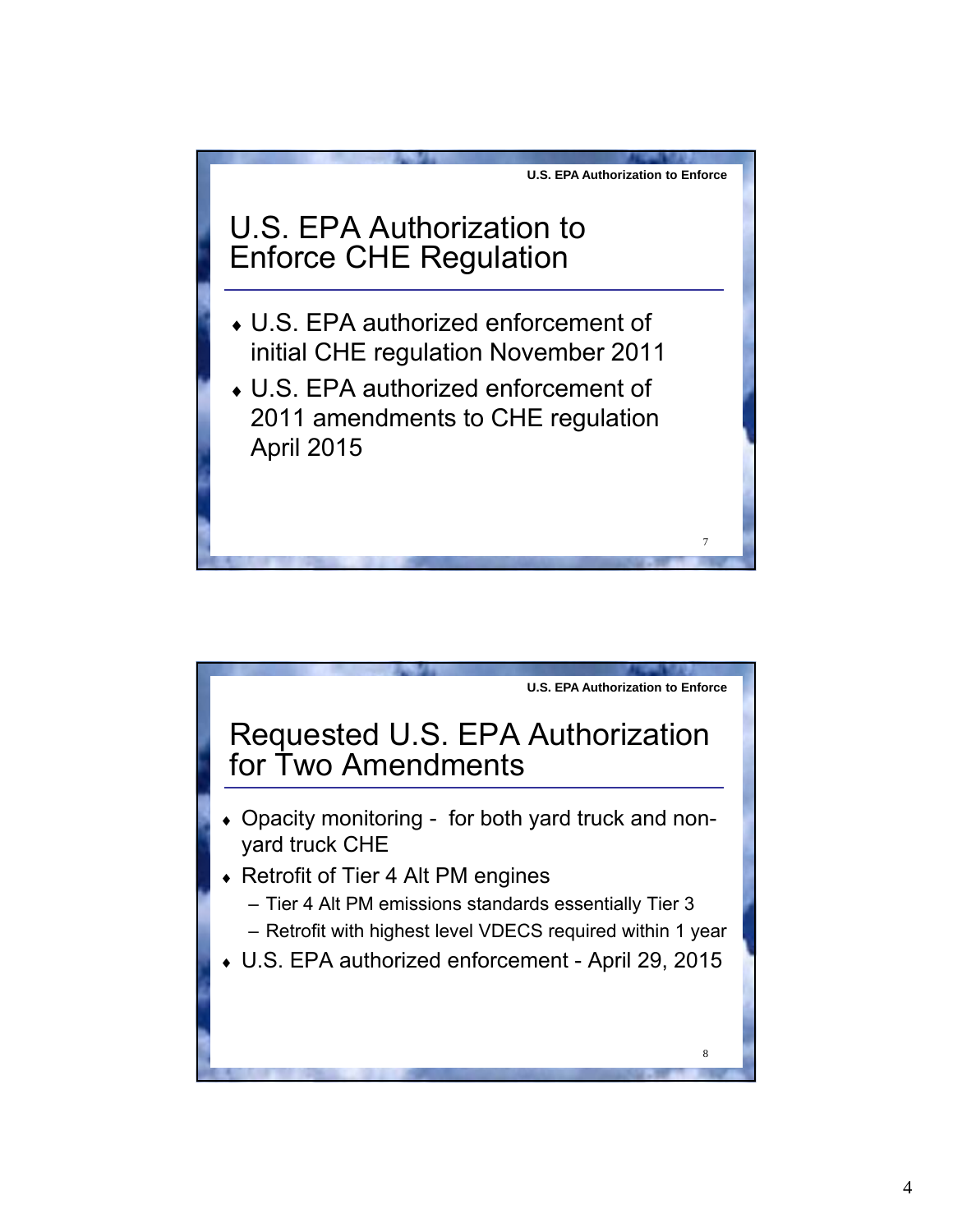## U.S. EPA Authorization to Enforce CHE Regulation

- U.S. EPA authorized enforcement of initial CHE regulation November 2011
- U.S. EPA authorized enforcement of 2011 amendments to CHE regulation April 2015

## Requested U.S. EPA Authorization for Two Amendments

- Opacity monitoring - for both yard truck and non-yard truck CHE
- Retrofit of Tier 4 Alt PM engines
  - Tier 4 Alt PM emissions standards essentially Tier 3
  - Retrofit with highest level VDECS required within 1 year
- U.S. EPA authorized enforcement - April 29, 2015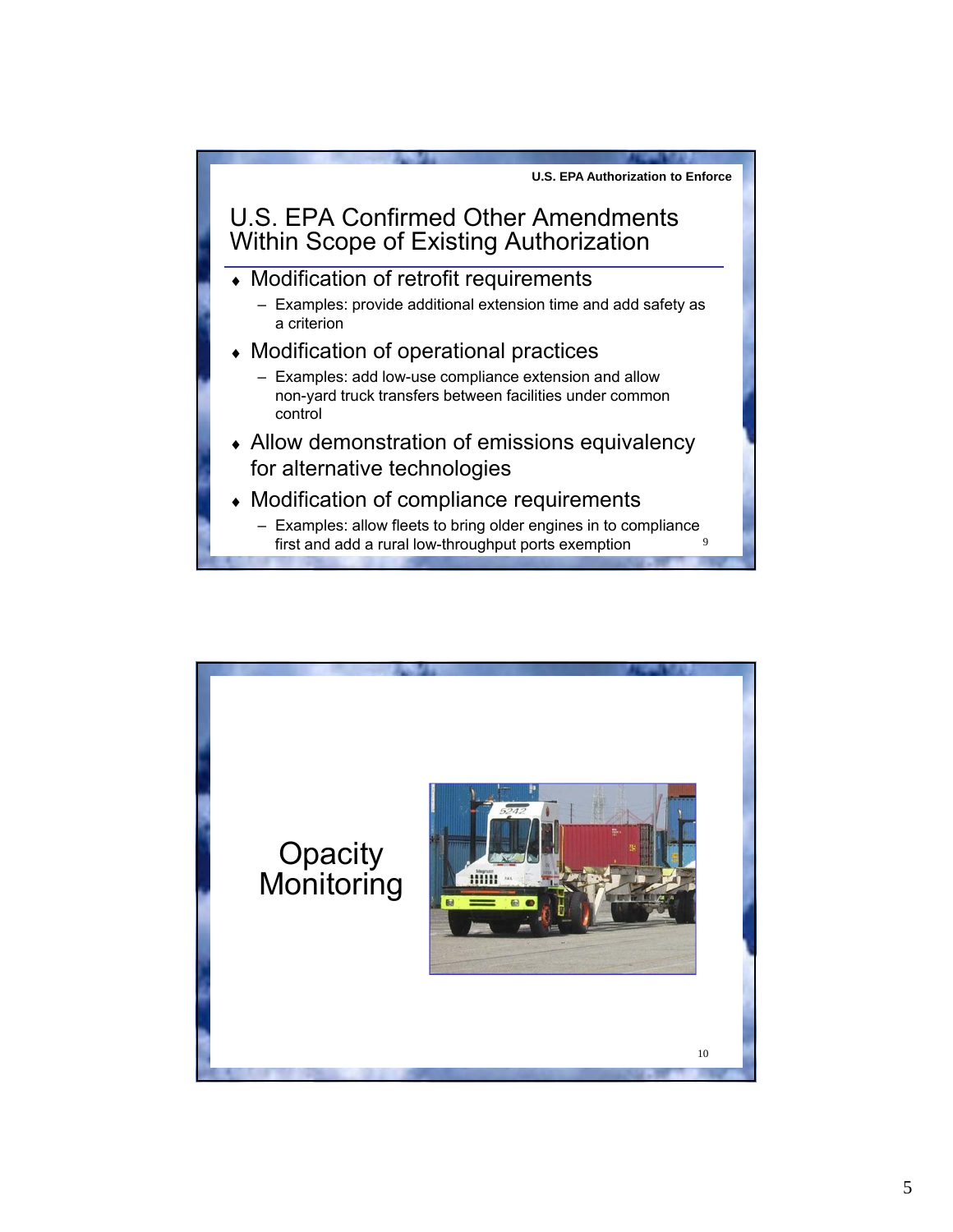U.S. EPA Authorization to Enforce

## U.S. EPA Confirmed Other Amendments Within Scope of Existing Authorization

- Modification of retrofit requirements
  - Examples: provide additional extension time and add safety as a criterion
- Modification of operational practices
  - Examples: add low-use compliance extension and allow non-yard truck transfers between facilities under common control
- Allow demonstration of emissions equivalency for alternative technologies
- Modification of compliance requirements
  - Examples: allow fleets to bring older engines in to compliance first and add a rural low-throughput ports exemption

## Opacity Monitoring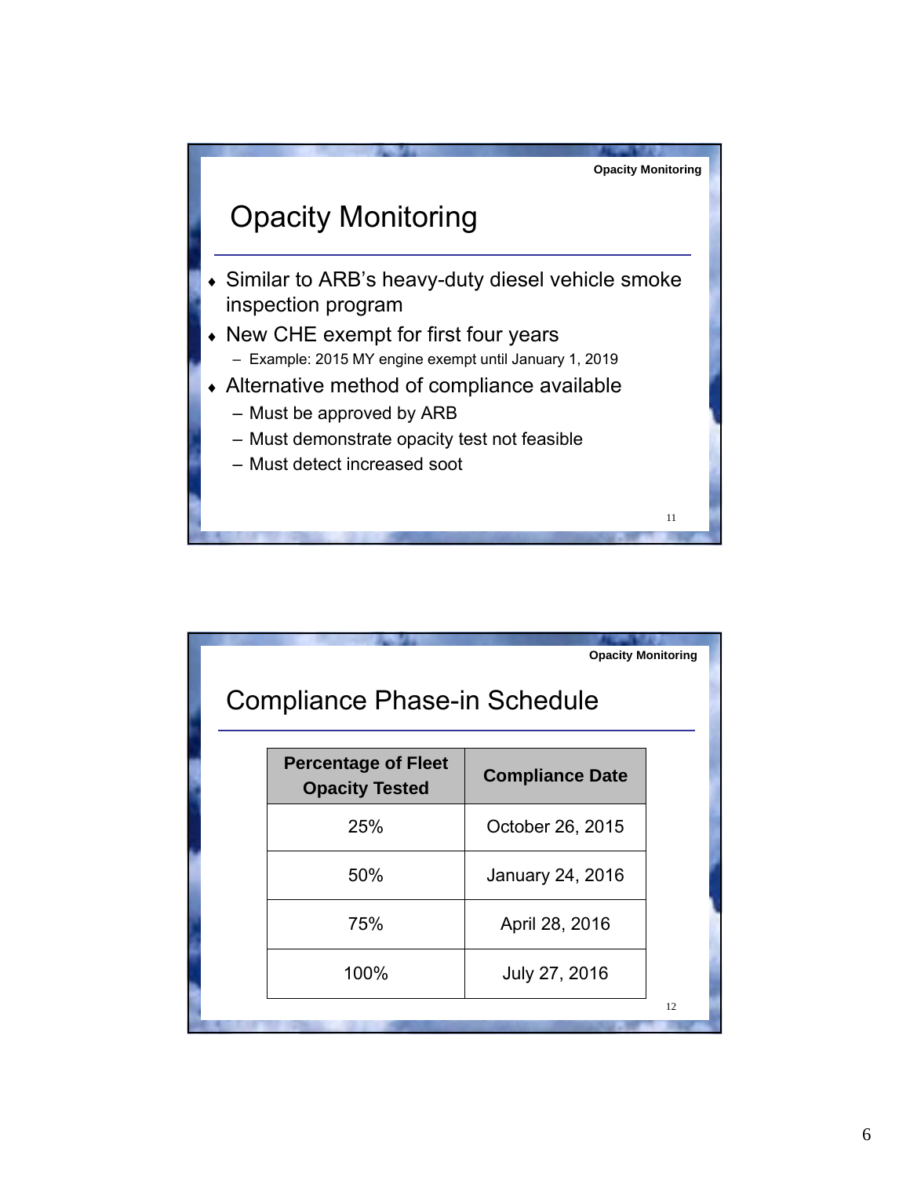## Opacity Monitoring

- Similar to ARB's heavy-duty diesel vehicle smoke inspection program
- New CHE exempt for first four years
  - Example: 2015 MY engine exempt until January 1, 2019
- Alternative method of compliance available
  - Must be approved by ARB
  - Must demonstrate opacity test not feasible
  - Must detect increased soot

## Compliance Phase-in Schedule

| Percentage of Fleet Opacity Tested | Compliance Date |
|---|---|
| 25% | October 26, 2015 |
| 50% | January 24, 2016 |
| 75% | April 28, 2016 |
| 100% | July 27, 2016 |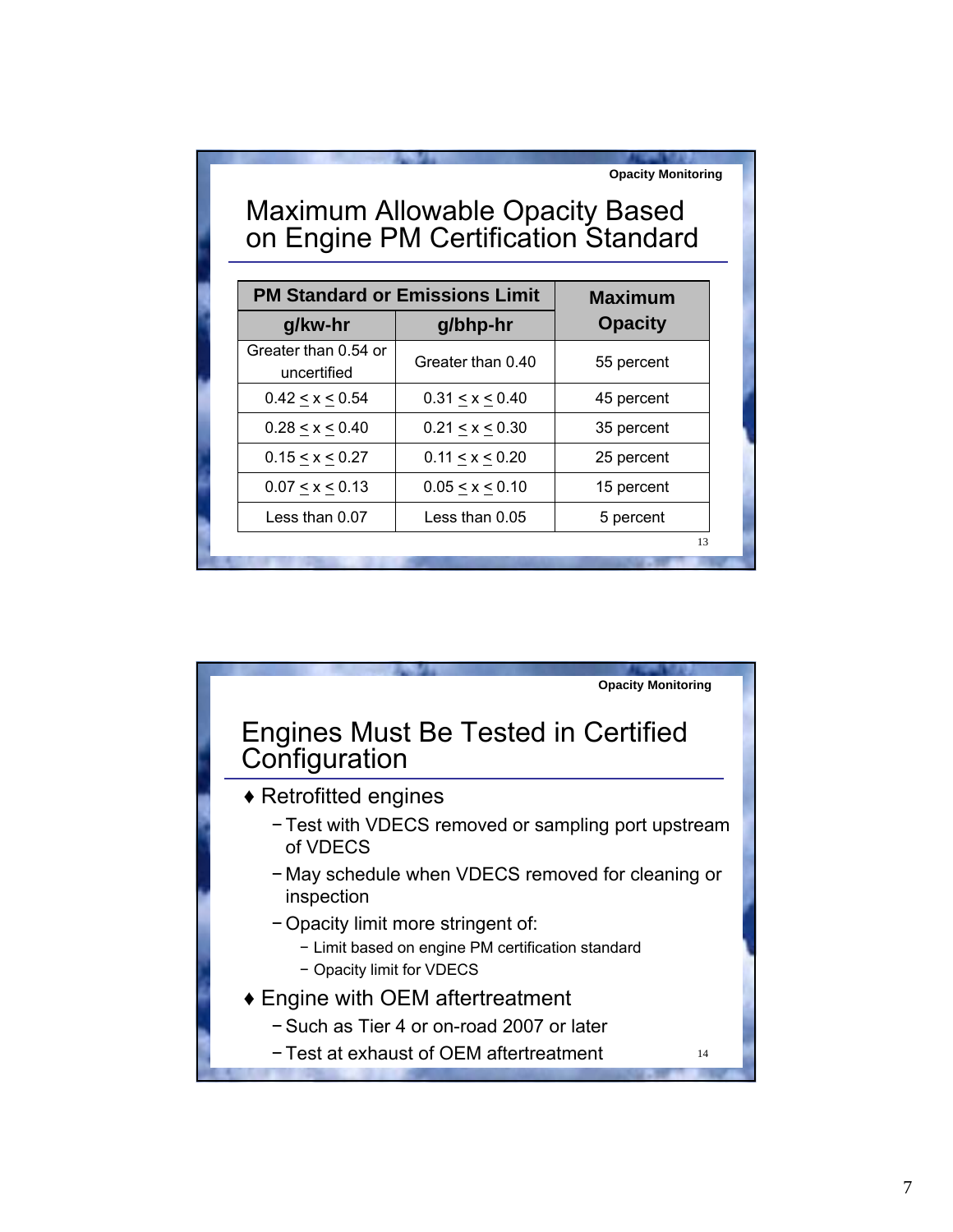Opacity Monitoring

## Maximum Allowable Opacity Based on Engine PM Certification Standard

| PM Standard or Emissions Limit | | Maximum Opacity |
|---|---|---|
| g/kw-hr | g/bhp-hr | |
| Greater than 0.54 or uncertified | Greater than 0.40 | 55 percent |
| 0.42 ≤ x ≤ 0.54 | 0.31 ≤ x ≤ 0.40 | 45 percent |
| 0.28 ≤ x ≤ 0.40 | 0.21 ≤ x ≤ 0.30 | 35 percent |
| 0.15 ≤ x ≤ 0.27 | 0.11 ≤ x ≤ 0.20 | 25 percent |
| 0.07 ≤ x ≤ 0.13 | 0.05 ≤ x ≤ 0.10 | 15 percent |
| Less than 0.07 | Less than 0.05 | 5 percent |

Opacity Monitoring

## Engines Must Be Tested in Certified Configuration

- ♦ Retrofitted engines
  - Test with VDECS removed or sampling port upstream of VDECS
  - May schedule when VDECS removed for cleaning or inspection
  - Opacity limit more stringent of:
    - Limit based on engine PM certification standard
    - Opacity limit for VDECS
- ♦ Engine with OEM aftertreatment
  - Such as Tier 4 or on-road 2007 or later
  - Test at exhaust of OEM aftertreatment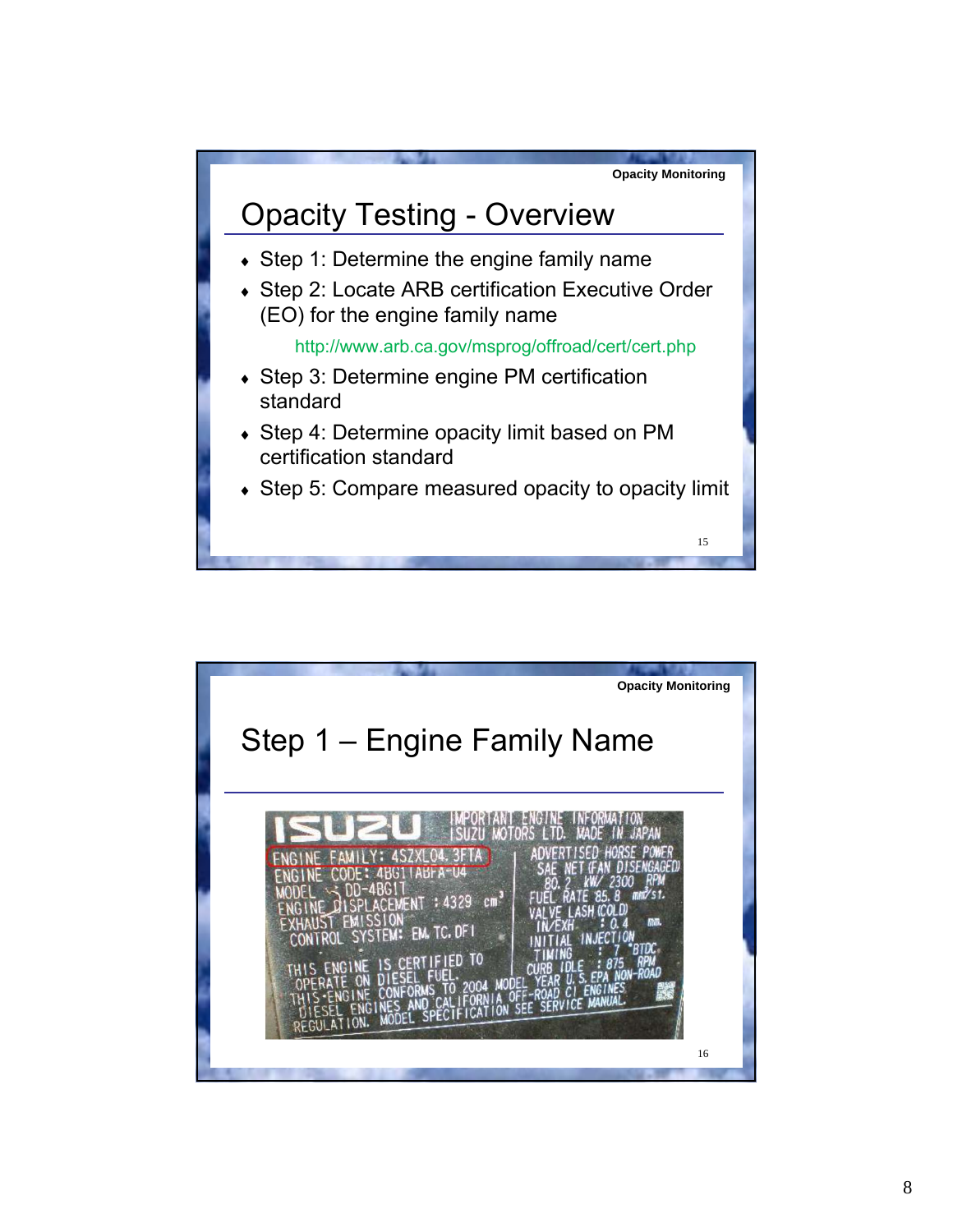Opacity Monitoring

# Opacity Testing - Overview

- Step 1: Determine the engine family name
- Step 2: Locate ARB certification Executive Order (EO) for the engine family name

  http://www.arb.ca.gov/msprog/offroad/cert/cert.php

- Step 3: Determine engine PM certification standard
- Step 4: Determine opacity limit based on PM certification standard
- Step 5: Compare measured opacity to opacity limit

Opacity Monitoring

# Step 1 – Engine Family Name

ISUZU IMPORTANT ENGINE INFORMATION ISUZU MOTORS LTD. MADE IN JAPAN

ENGINE FAMILY: 4SZXL04.3FTA
ENGINE CODE: 4BG1TABFA-04
MODEL : DD-4BG1T
ENGINE DISPLACEMENT : 4329 $cm^3$
EXHAUST EMISSION CONTROL SYSTEM: EM, TC, DFI

ADVERTISED HORSE POWER SAE NET (FAN DISENGAGED) 80.2 kW/ 2300 RPM
FUEL RATE 85.8 $mm^3$/st.
VALVE LASH (COLD) IN/EXH : 0.4 mm
INITIAL INJECTION TIMING : 7 °BTDC
CURB IDLE : 875 RPM

THIS ENGINE IS CERTIFIED TO OPERATE ON DIESEL FUEL. THIS ENGINE CONFORMS TO 2004 MODEL YEAR U.S. EPA NON-ROAD DIESEL ENGINES AND CALIFORNIA OFF-ROAD CI ENGINES REGULATION. MODEL SPECIFICATION SEE SERVICE MANUAL.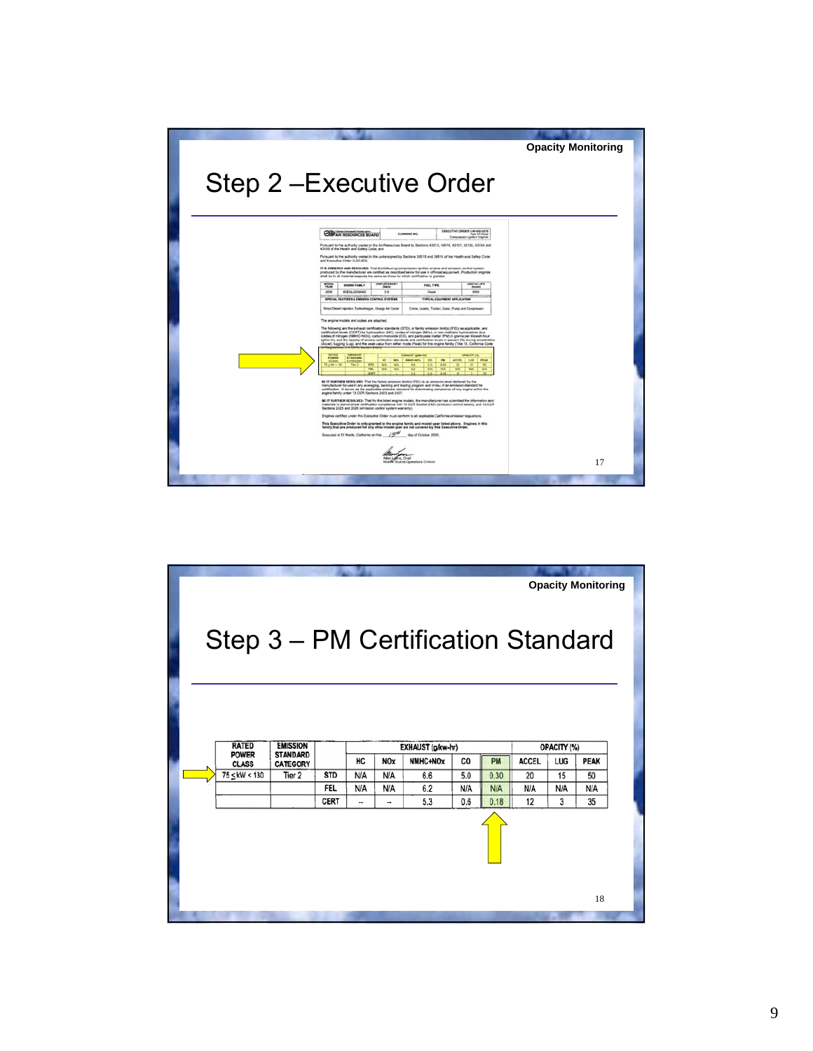Opacity Monitoring

# Step 2 –Executive Order

AIR RESOURCES BOARD — CUMMINS INC. — EXECUTIVE ORDER U-R-002-0378

Pursuant to the authority vested in the Air Resources Board by Sections 43013, 43018, 43101, 43102, 43104 and 43105 of the Health and Safety Code; and

Pursuant to the authority vested in the undersigned by Sections 39515 and 39516 of the Health and Safety Code and Executive Order G-02-003;

IT IS ORDERED AND RESOLVED: That the following compression-ignition engine and emission control system produced by the manufacturer are certified as described below for use in off-road equipment. Production engines shall be in all material respects the same as those for which certification is granted.

| MODEL YEAR | ENGINE FAMILY | DISPLACEMENT (liters) | FUEL TYPE | USEFUL LIFE (hours) |
|---|---|---|---|---|
| 2006 | 6CEXL0239AAD | 3.9 | Diesel | 8000 |

| SPECIAL FEATURES & EMISSION CONTROL SYSTEMS | TYPICAL EQUIPMENT APPLICATION |
|---|---|
| Direct Diesel Injection, Turbocharger, Charge Air Cooler | Crane, Loader, Tractor, Dozer, Pump and Compressor |

The engine models and codes are attached.

The following are the exhaust certification standards (STD), or family emission limit(s) (FEL) as applicable, and certification levels (CERT) for hydrocarbon (HC), oxides of nitrogen (NOx), or non-methane hydrocarbon plus oxides of nitrogen (NMHC+NOx), carbon monoxide (CO), and particulate matter (PM) in grams per kilowatt-hour (g/kw-hr), and the opacity-of-smoke certification standards and certification levels in percent (%) during acceleration (Accel), lugging (Lug), and the peak value from either mode (Peak) for this engine family (Title 13, California Code of Regulations, (13 CCR) Section 2423):

BE IT FURTHER RESOLVED: That the family emission limit(s) (FEL) is an emission level declared by the manufacturer for use in any averaging, banking and trading program and in lieu of an emission standard for certification. It serves as the applicable emission standard for determining compliance of any engine within this engine family under 13 CCR Sections 2423 and 2427.

BE IT FURTHER RESOLVED: That for the listed engine models, the manufacturer has submitted the information and materials to demonstrate certification compliance with 13 CCR Section 2424 (emission control labels), and 13 CCR Sections 2425 and 2426 (emission control system warranty).

Engines certified under this Executive Order must conform to all applicable California emission regulations.

This Executive Order is only granted to the engine family and model-year listed above. Engines in this family that are produced for any other model-year are not covered by this Executive Order.

Executed at El Monte, California on this 13th day of October 2005.

Allen Lyons, Chief
Mobile Source Operations Division

# Step 3 – PM Certification Standard

| RATED POWER CLASS | EMISSION STANDARD CATEGORY | | EXHAUST (g/kw-hr) | | | | | OPACITY (%) | | |
|---|---|---|---|---|---|---|---|---|---|---|
| | | | HC | NOx | NMHC+NOx | CO | PM | ACCEL | LUG | PEAK |
| 75 ≤ kW < 130 | Tier 2 | STD | N/A | N/A | 6.6 | 5.0 | 0.30 | 20 | 15 | 50 |
| | | FEL | N/A | N/A | 6.2 | N/A | N/A | N/A | N/A | N/A |
| | | CERT | -- | -- | 5.3 | 0.6 | 0.18 | 12 | 3 | 35 |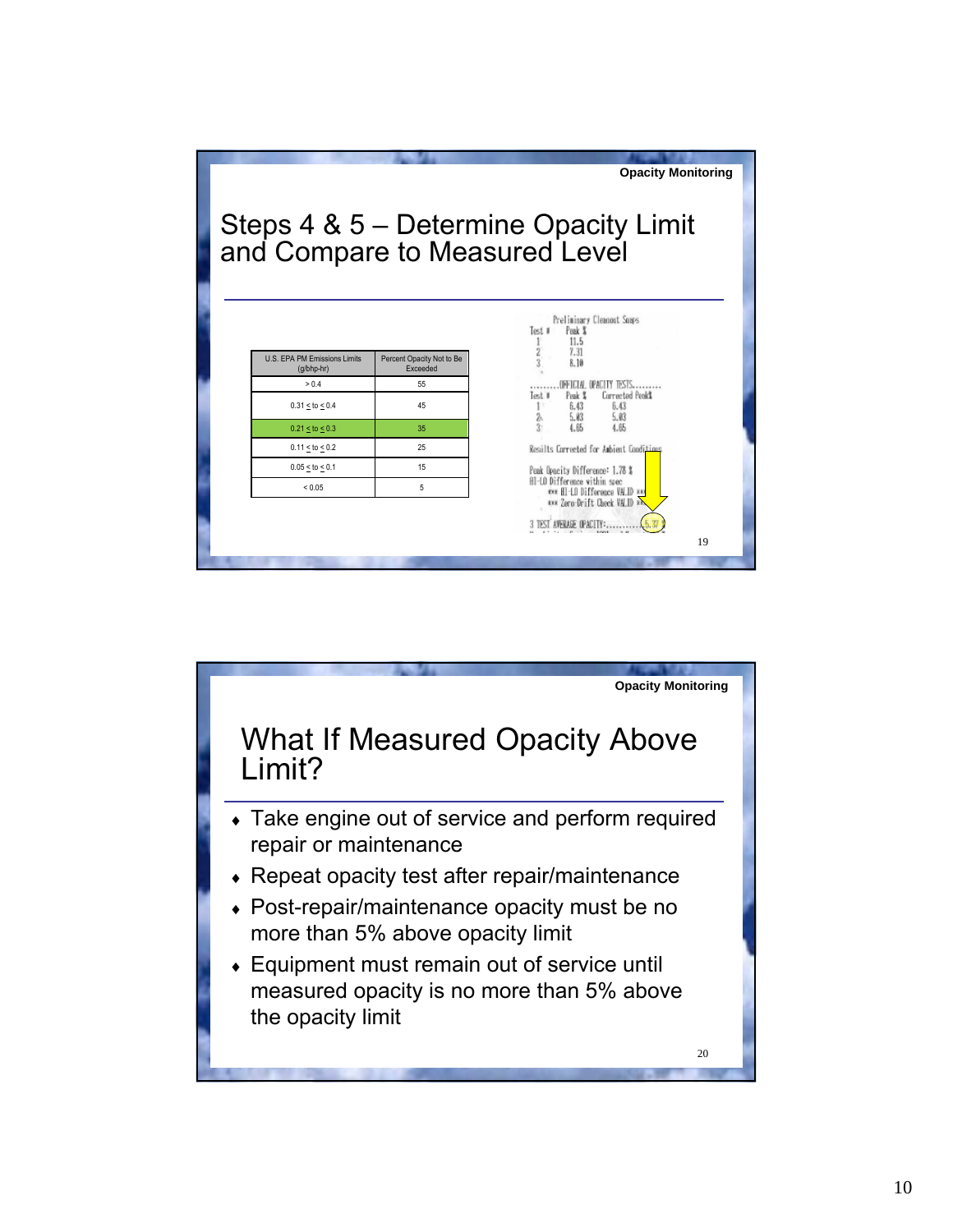Opacity Monitoring

## Steps 4 & 5 – Determine Opacity Limit and Compare to Measured Level

| U.S. EPA PM Emissions Limits (g/bhp-hr) | Percent Opacity Not to Be Exceeded |
|---|---|
| > 0.4 | 55 |
| 0.31 ≤ to ≤ 0.4 | 45 |
| 0.21 ≤ to ≤ 0.3 | 35 |
| 0.11 ≤ to ≤ 0.2 | 25 |
| 0.05 ≤ to ≤ 0.1 | 15 |
| < 0.05 | 5 |

```
Preliminary Cleanout Snaps
Test #    Peak %
  1       11.5
  2       7.31
  3       8.10

.........OFFICIAL OPACITY TESTS.........
Test #    Peak %    Corrected Peak%
  1       6.43      6.43
  2       5.03      5.03
  3       4.65      4.65

Results Corrected for Ambient Conditions

Peak Opacity Difference: 1.78 %
HI-LO Difference within spec
    *** HI-LO Difference VALID ***
    *** Zero-Drift Check VALID ***

3 TEST AVERAGE OPACITY:.............5.37 %
```

Opacity Monitoring

## What If Measured Opacity Above Limit?

- Take engine out of service and perform required repair or maintenance
- Repeat opacity test after repair/maintenance
- Post-repair/maintenance opacity must be no more than 5% above opacity limit
- Equipment must remain out of service until measured opacity is no more than 5% above the opacity limit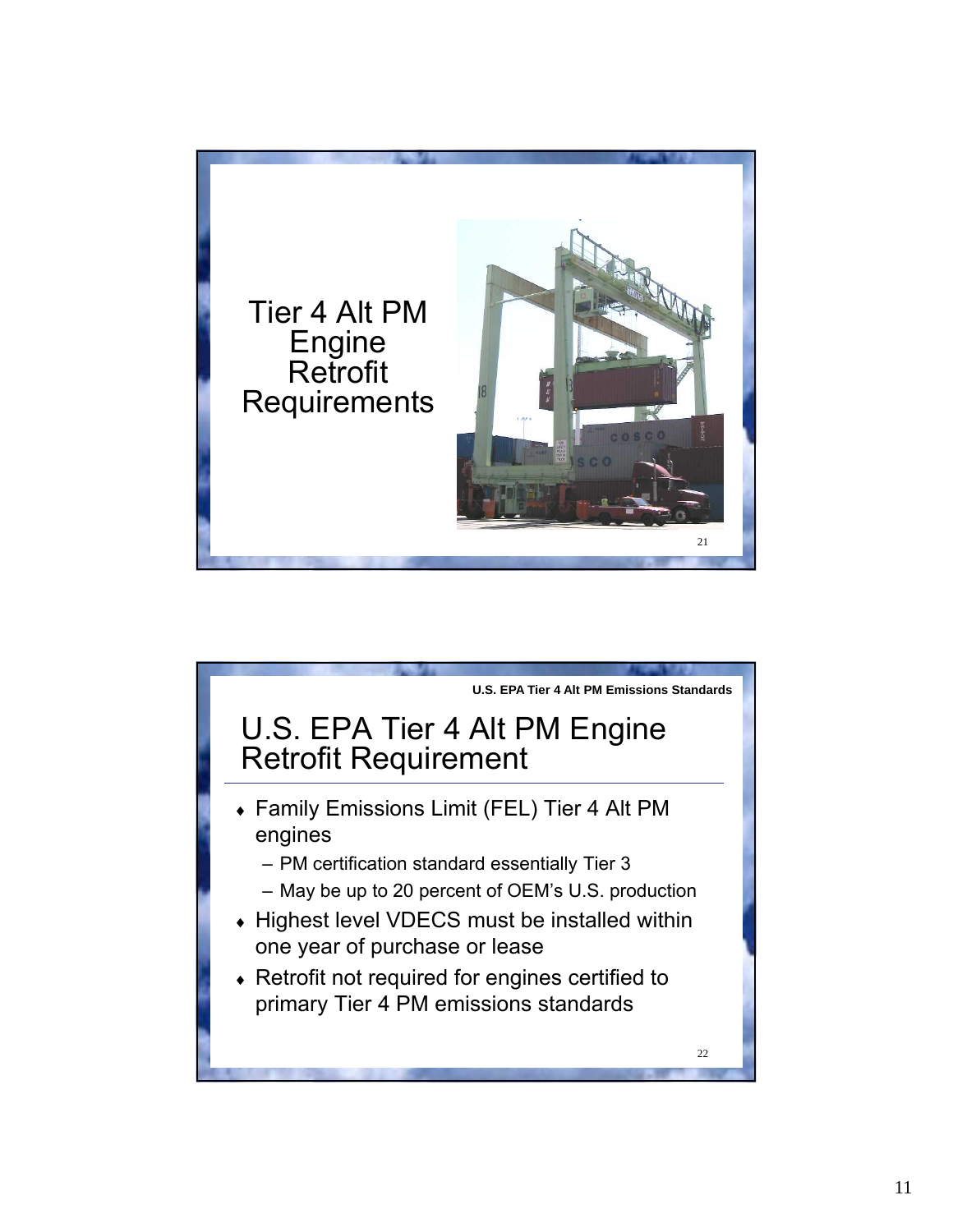# Tier 4 Alt PM Engine Retrofit Requirements

U.S. EPA Tier 4 Alt PM Emissions Standards

## U.S. EPA Tier 4 Alt PM Engine Retrofit Requirement

- Family Emissions Limit (FEL) Tier 4 Alt PM engines
  - PM certification standard essentially Tier 3
  - May be up to 20 percent of OEM's U.S. production
- Highest level VDECS must be installed within one year of purchase or lease
- Retrofit not required for engines certified to primary Tier 4 PM emissions standards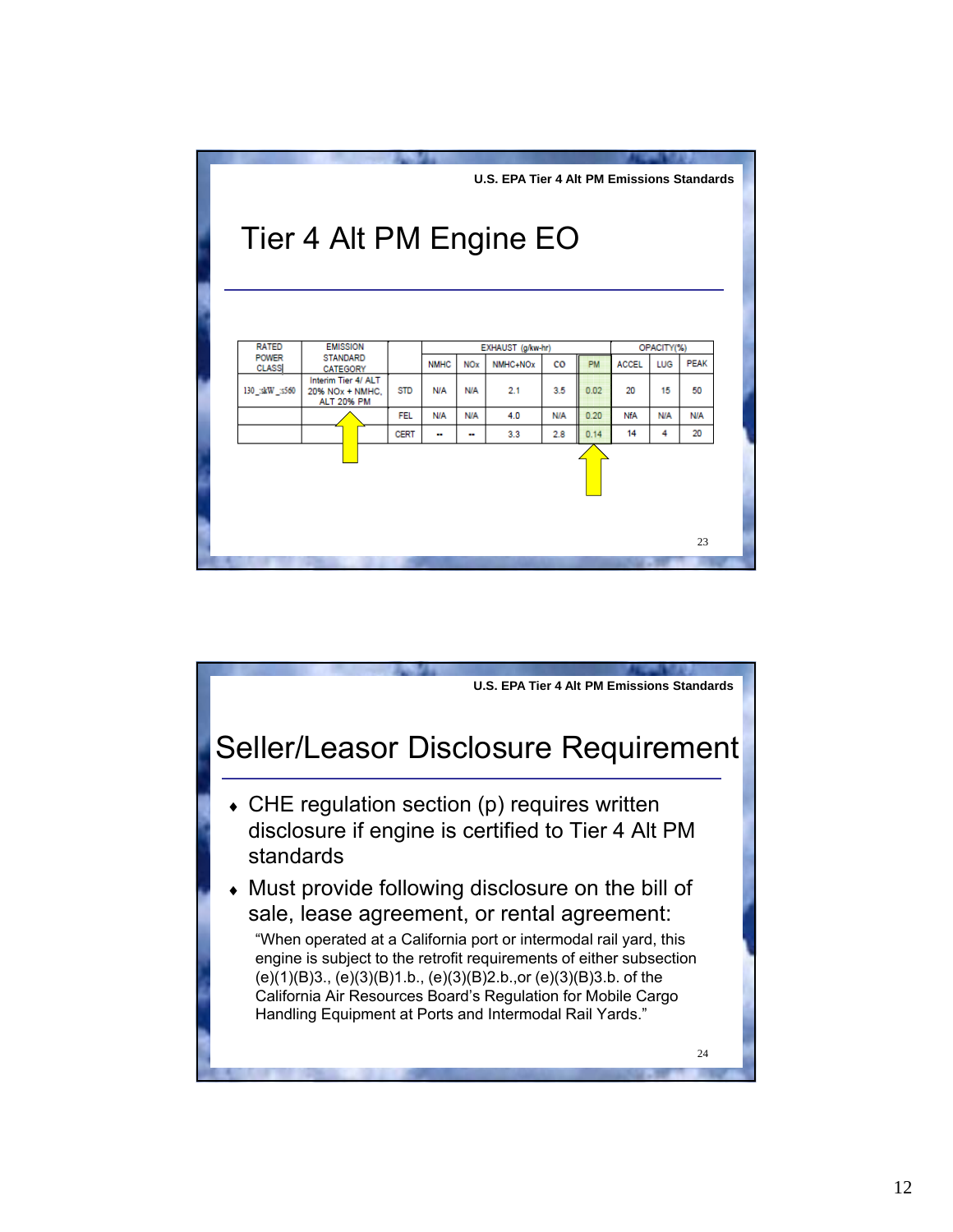U.S. EPA Tier 4 Alt PM Emissions Standards

# Tier 4 Alt PM Engine EO

| RATED POWER CLASS | EMISSION STANDARD CATEGORY | | EXHAUST (g/kw-hr) | | | | | OPACITY(%) | | |
|---|---|---|---|---|---|---|---|---|---|---|
| | | | NMHC | NOx | NMHC+NOx | CO | PM | ACCEL | LUG | PEAK |
| 130 ≤ kW ≤ 560 | Interim Tier 4/ ALT 20% NOx + NMHC, ALT 20% PM | STD | N/A | N/A | 2.1 | 3.5 | 0.02 | 20 | 15 | 50 |
| | | FEL | N/A | N/A | 4.0 | N/A | 0.20 | N/A | N/A | N/A |
| | | CERT | -- | -- | 3.3 | 2.8 | 0.14 | 14 | 4 | 20 |

U.S. EPA Tier 4 Alt PM Emissions Standards

# Seller/Leasor Disclosure Requirement

- CHE regulation section (p) requires written disclosure if engine is certified to Tier 4 Alt PM standards
- Must provide following disclosure on the bill of sale, lease agreement, or rental agreement:

  "When operated at a California port or intermodal rail yard, this engine is subject to the retrofit requirements of either subsection (e)(1)(B)3., (e)(3)(B)1.b., (e)(3)(B)2.b.,or (e)(3)(B)3.b. of the California Air Resources Board's Regulation for Mobile Cargo Handling Equipment at Ports and Intermodal Rail Yards."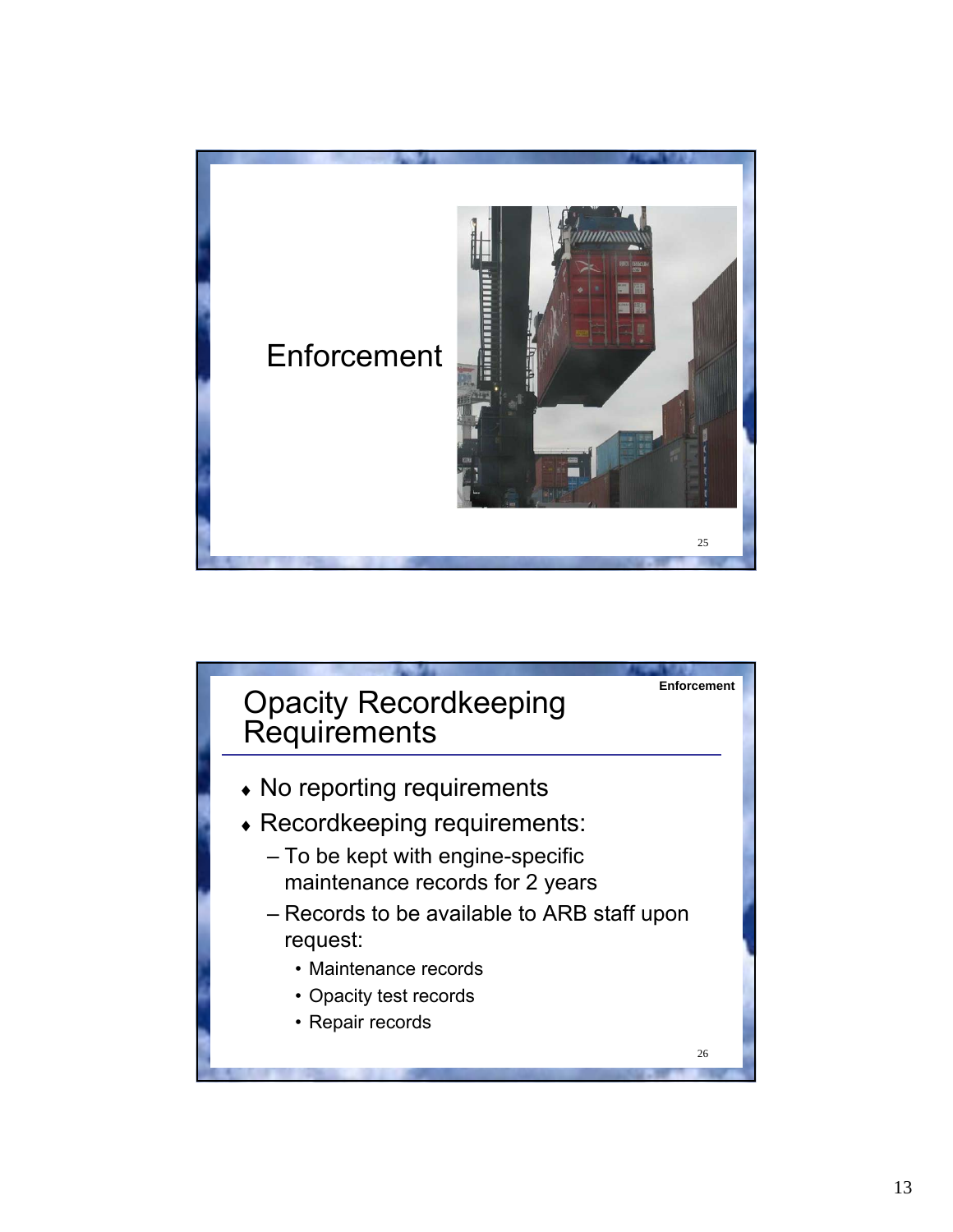# Enforcement

## Opacity Recordkeeping Requirements

*Enforcement*

- No reporting requirements
- Recordkeeping requirements:
  - To be kept with engine-specific maintenance records for 2 years
  - Records to be available to ARB staff upon request:
    - Maintenance records
    - Opacity test records
    - Repair records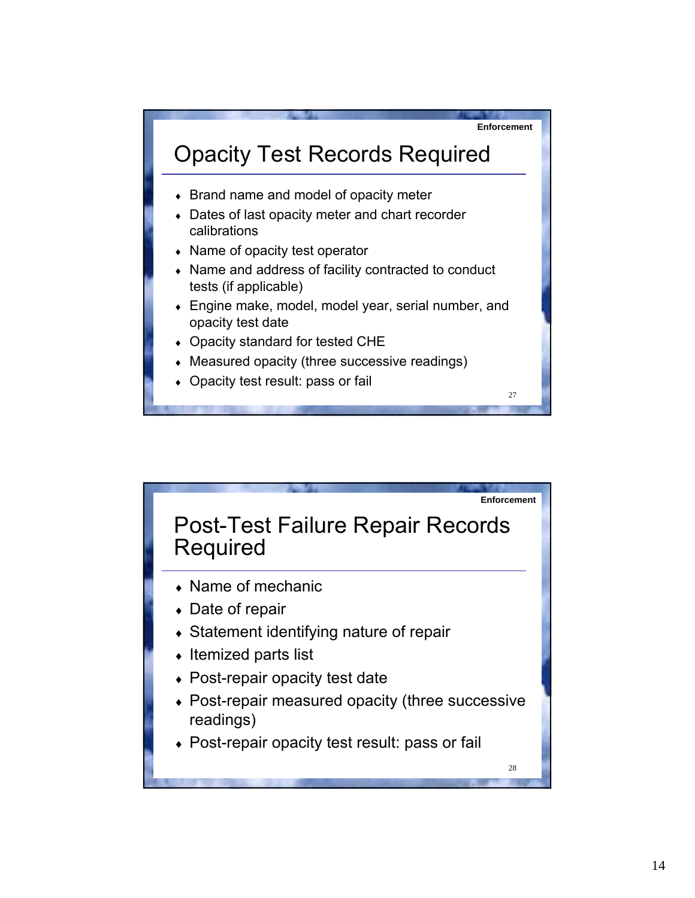## Opacity Test Records Required

- Brand name and model of opacity meter
- Dates of last opacity meter and chart recorder calibrations
- Name of opacity test operator
- Name and address of facility contracted to conduct tests (if applicable)
- Engine make, model, model year, serial number, and opacity test date
- Opacity standard for tested CHE
- Measured opacity (three successive readings)
- Opacity test result: pass or fail

## Post-Test Failure Repair Records Required

- Name of mechanic
- Date of repair
- Statement identifying nature of repair
- Itemized parts list
- Post-repair opacity test date
- Post-repair measured opacity (three successive readings)
- Post-repair opacity test result: pass or fail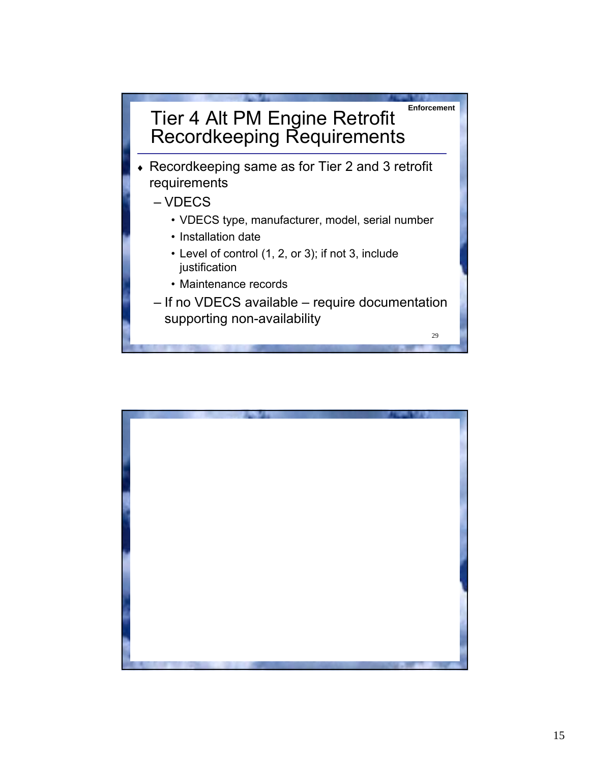Enforcement

# Tier 4 Alt PM Engine Retrofit Recordkeeping Requirements

- Recordkeeping same as for Tier 2 and 3 retrofit requirements
  - VDECS
    - VDECS type, manufacturer, model, serial number
    - Installation date
    - Level of control (1, 2, or 3); if not 3, include justification
    - Maintenance records
  - If no VDECS available – require documentation supporting non-availability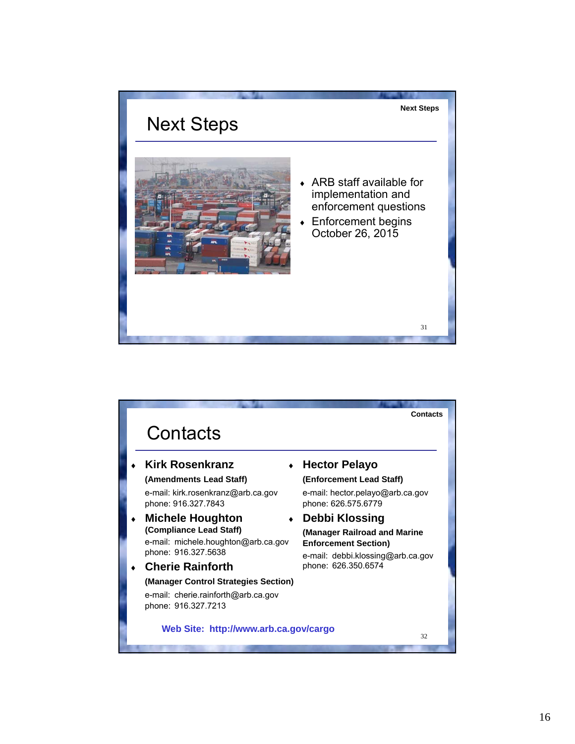## Next Steps

- ARB staff available for implementation and enforcement questions
- Enforcement begins October 26, 2015

## Contacts

- **Kirk Rosenkranz**
  **(Amendments Lead Staff)**
  e-mail: kirk.rosenkranz@arb.ca.gov
  phone: 916.327.7843
- **Michele Houghton**
  **(Compliance Lead Staff)**
  e-mail: michele.houghton@arb.ca.gov
  phone: 916.327.5638
- **Cherie Rainforth**
  **(Manager Control Strategies Section)**
  e-mail: cherie.rainforth@arb.ca.gov
  phone: 916.327.7213
- **Hector Pelayo**
  **(Enforcement Lead Staff)**
  e-mail: hector.pelayo@arb.ca.gov
  phone: 626.575.6779
- **Debbi Klossing**
  **(Manager Railroad and Marine Enforcement Section)**
  e-mail: debbi.klossing@arb.ca.gov
  phone: 626.350.6574

**Web Site: http://www.arb.ca.gov/cargo**